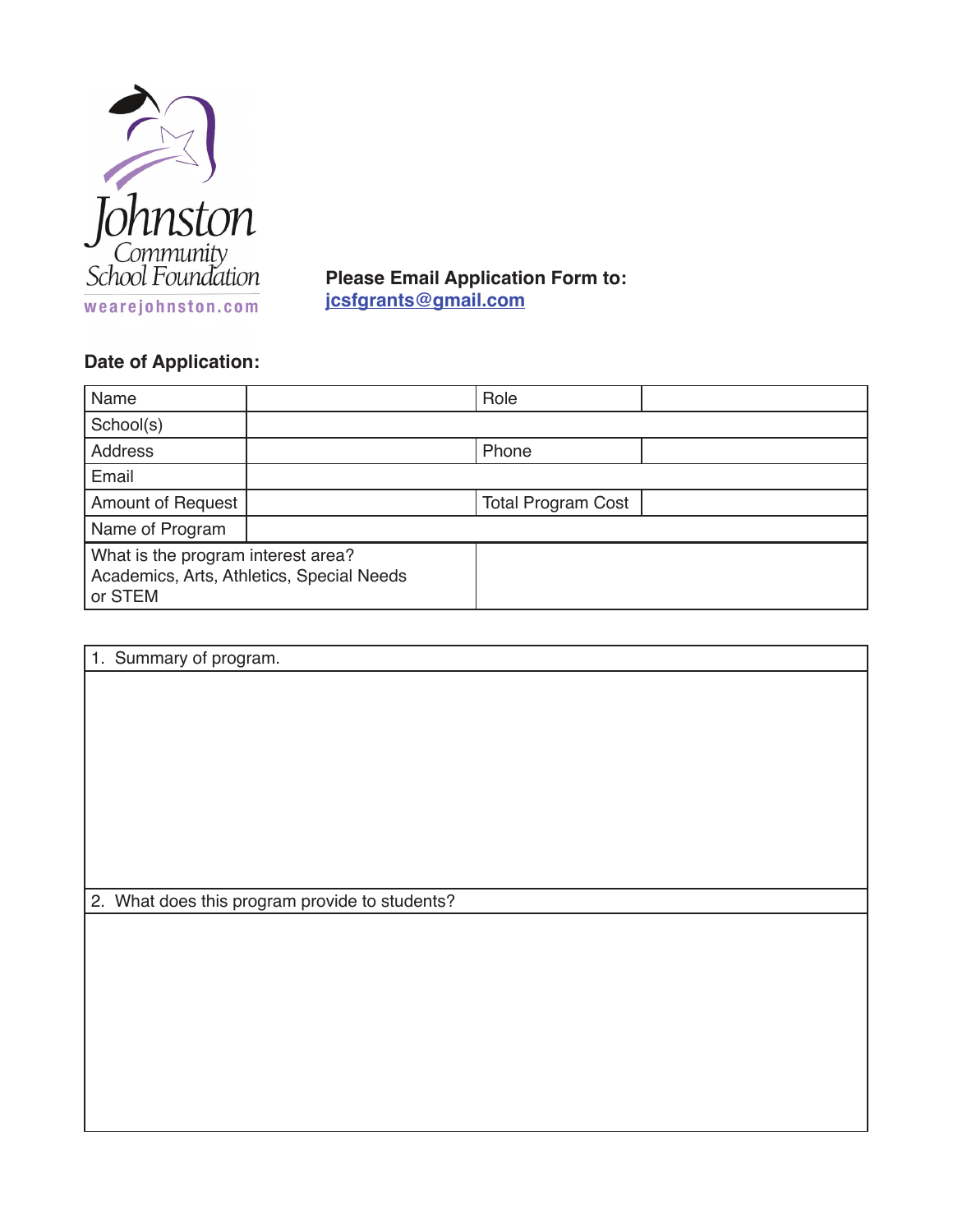Johnston Community School Foundation

wearejohnston.com

**Please Email Application Form to:**
**jcsfgrants@gmail.com**

**Date of Application:**

| Name | | Role | |
|---|---|---|---|
| School(s) | | | |
| Address | | Phone | |
| Email | | | |
| Amount of Request | | Total Program Cost | |
| Name of Program | | | |
| What is the program interest area? Academics, Arts, Athletics, Special Needs or STEM | | | |

| 1. Summary of program. |
|---|
| |

| 2. What does this program provide to students? |
|---|
| |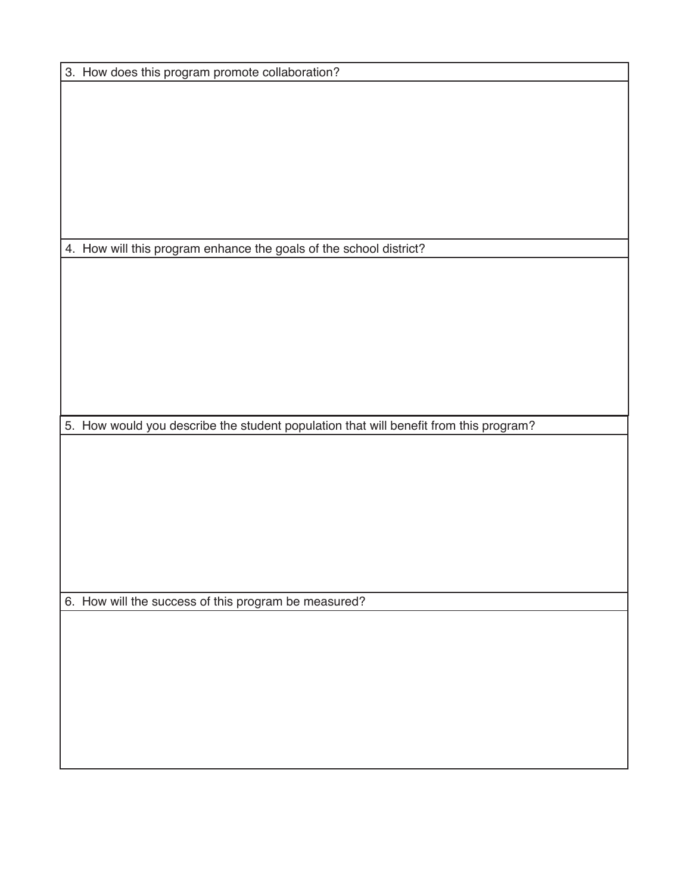3. How does this program promote collaboration?

4. How will this program enhance the goals of the school district?

5. How would you describe the student population that will benefit from this program?

6. How will the success of this program be measured?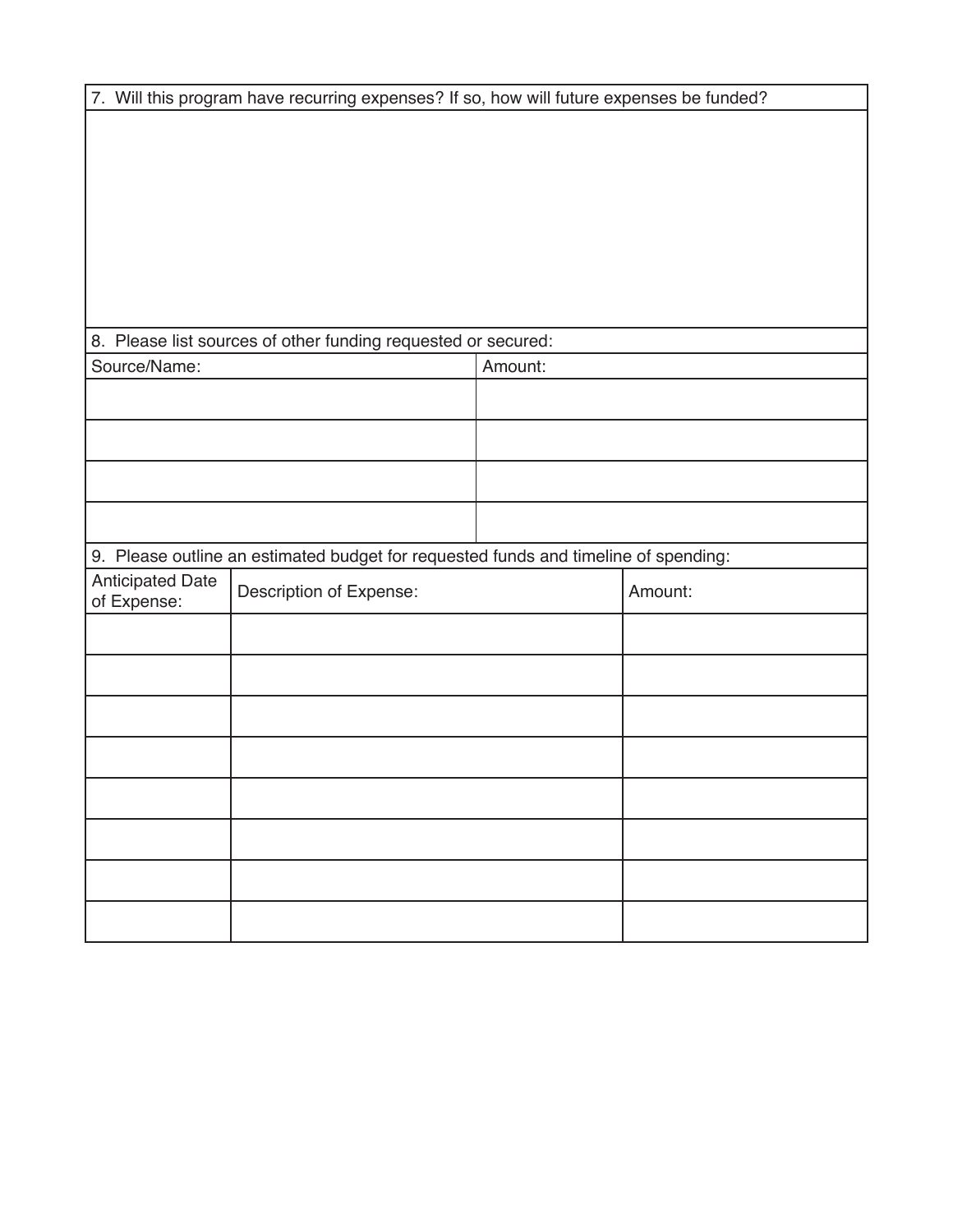7. Will this program have recurring expenses? If so, how will future expenses be funded?

8. Please list sources of other funding requested or secured:

| Source/Name: | Amount: |
| --- | --- |
| | |
| | |
| | |
| | |

9. Please outline an estimated budget for requested funds and timeline of spending:

| Anticipated Date of Expense: | Description of Expense: | Amount: |
| --- | --- | --- |
| | | |
| | | |
| | | |
| | | |
| | | |
| | | |
| | | |
| | | |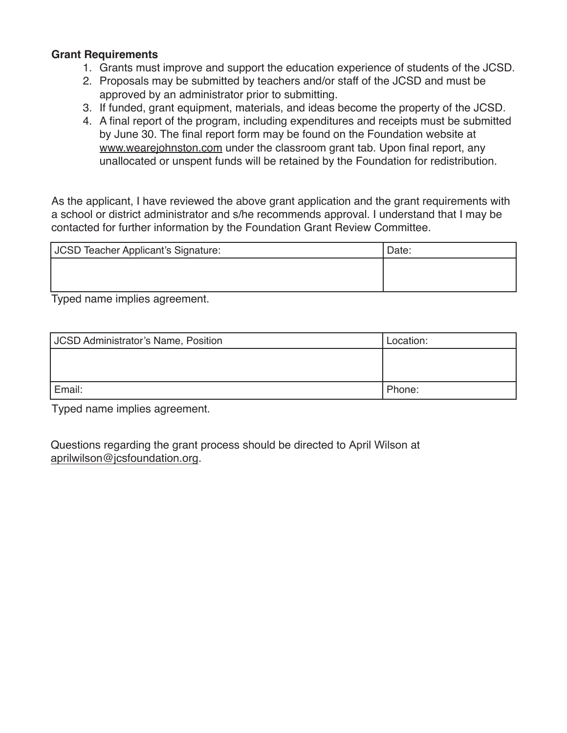**Grant Requirements**

1. Grants must improve and support the education experience of students of the JCSD.
2. Proposals may be submitted by teachers and/or staff of the JCSD and must be approved by an administrator prior to submitting.
3. If funded, grant equipment, materials, and ideas become the property of the JCSD.
4. A final report of the program, including expenditures and receipts must be submitted by June 30. The final report form may be found on the Foundation website at www.wearejohnston.com under the classroom grant tab. Upon final report, any unallocated or unspent funds will be retained by the Foundation for redistribution.

As the applicant, I have reviewed the above grant application and the grant requirements with a school or district administrator and s/he recommends approval. I understand that I may be contacted for further information by the Foundation Grant Review Committee.

| JCSD Teacher Applicant's Signature: | Date: |
|---|---|
| | |

Typed name implies agreement.

| JCSD Administrator's Name, Position | Location: |
|---|---|
| | |
| Email: | Phone: |

Typed name implies agreement.

Questions regarding the grant process should be directed to April Wilson at aprilwilson@jcsfoundation.org.